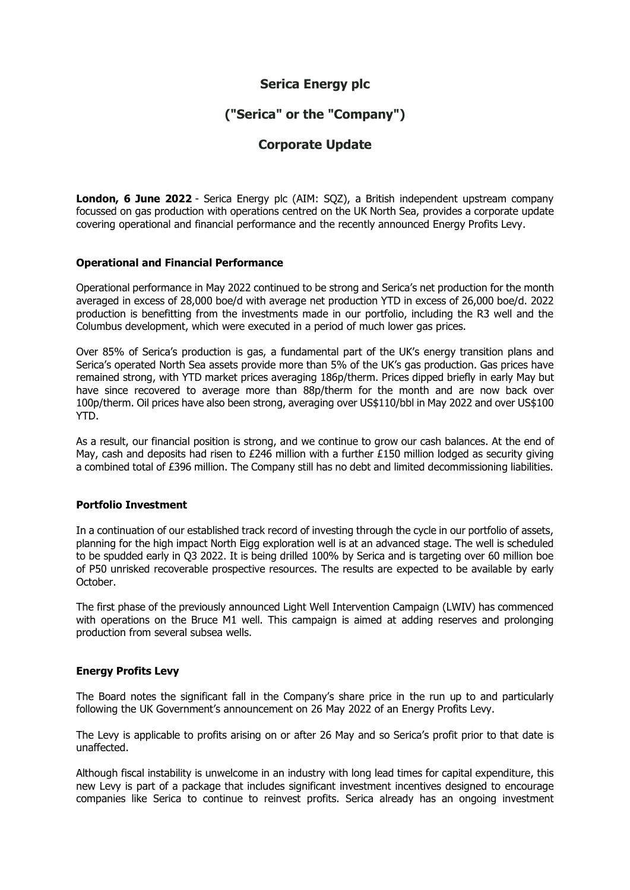# Serica Energy plc

# ("Serica" or the "Company")

# Corporate Update

**London, 6 June 2022** - Serica Energy plc (AIM: SQZ), a British independent upstream company focussed on gas production with operations centred on the UK North Sea, provides a corporate update covering operational and financial performance and the recently announced Energy Profits Levy.

### Operational and Financial Performance

Operational performance in May 2022 continued to be strong and Serica's net production for the month averaged in excess of 28,000 boe/d with average net production YTD in excess of 26,000 boe/d. 2022 production is benefitting from the investments made in our portfolio, including the R3 well and the Columbus development, which were executed in a period of much lower gas prices.

Over 85% of Serica's production is gas, a fundamental part of the UK's energy transition plans and Serica's operated North Sea assets provide more than 5% of the UK's gas production. Gas prices have remained strong, with YTD market prices averaging 186p/therm. Prices dipped briefly in early May but have since recovered to average more than 88p/therm for the month and are now back over 100p/therm. Oil prices have also been strong, averaging over US$110/bbl in May 2022 and over US$100 YTD.

As a result, our financial position is strong, and we continue to grow our cash balances. At the end of May, cash and deposits had risen to £246 million with a further £150 million lodged as security giving a combined total of £396 million. The Company still has no debt and limited decommissioning liabilities.

### Portfolio Investment

In a continuation of our established track record of investing through the cycle in our portfolio of assets, planning for the high impact North Eigg exploration well is at an advanced stage. The well is scheduled to be spudded early in Q3 2022. It is being drilled 100% by Serica and is targeting over 60 million boe of P50 unrisked recoverable prospective resources. The results are expected to be available by early October.

The first phase of the previously announced Light Well Intervention Campaign (LWIV) has commenced with operations on the Bruce M1 well. This campaign is aimed at adding reserves and prolonging production from several subsea wells.

### Energy Profits Levy

The Board notes the significant fall in the Company's share price in the run up to and particularly following the UK Government's announcement on 26 May 2022 of an Energy Profits Levy.

The Levy is applicable to profits arising on or after 26 May and so Serica's profit prior to that date is unaffected.

Although fiscal instability is unwelcome in an industry with long lead times for capital expenditure, this new Levy is part of a package that includes significant investment incentives designed to encourage companies like Serica to continue to reinvest profits. Serica already has an ongoing investment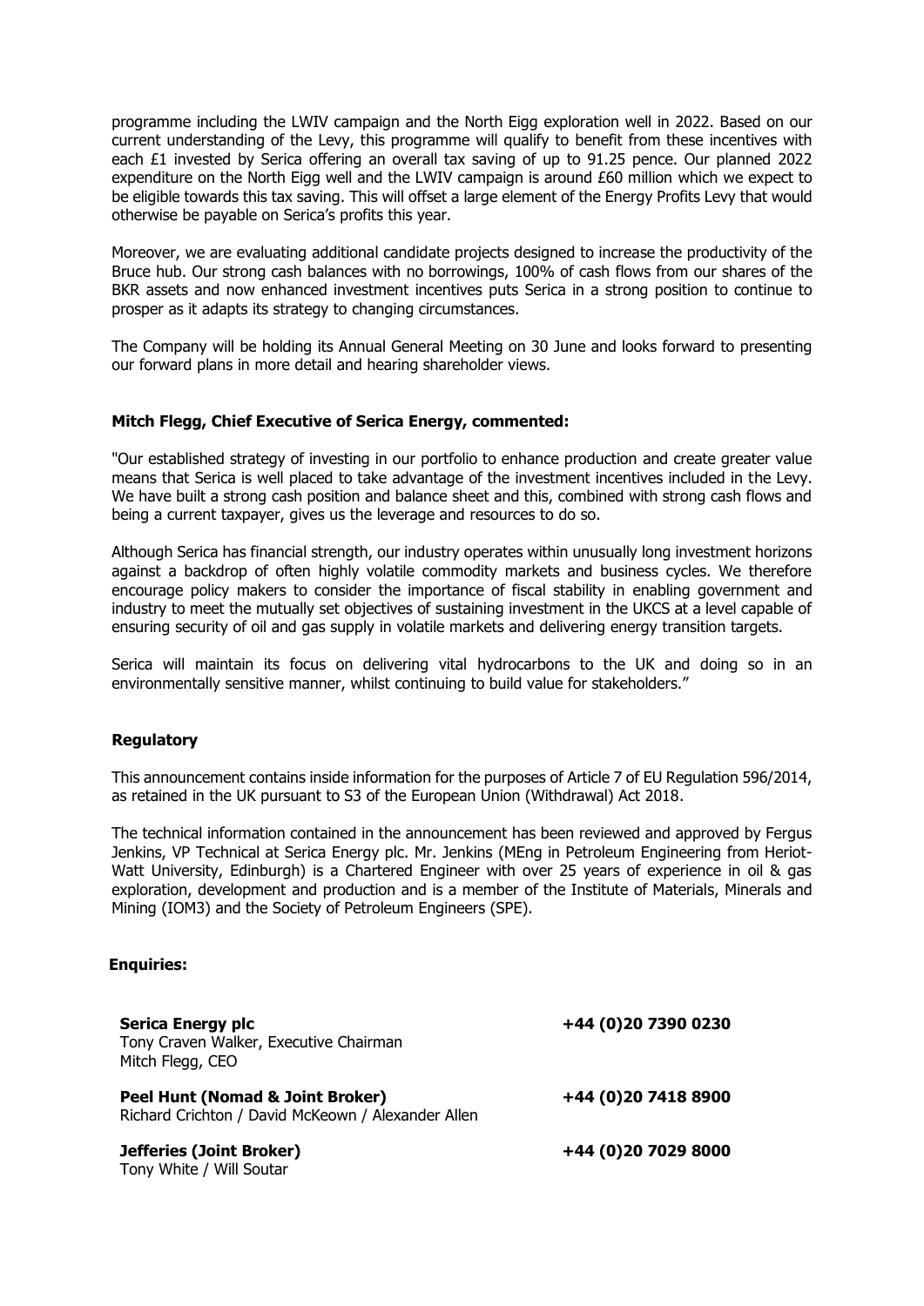programme including the LWIV campaign and the North Eigg exploration well in 2022. Based on our current understanding of the Levy, this programme will qualify to benefit from these incentives with each £1 invested by Serica offering an overall tax saving of up to 91.25 pence. Our planned 2022 expenditure on the North Eigg well and the LWIV campaign is around £60 million which we expect to be eligible towards this tax saving. This will offset a large element of the Energy Profits Levy that would otherwise be payable on Serica's profits this year.

Moreover, we are evaluating additional candidate projects designed to increase the productivity of the Bruce hub. Our strong cash balances with no borrowings, 100% of cash flows from our shares of the BKR assets and now enhanced investment incentives puts Serica in a strong position to continue to prosper as it adapts its strategy to changing circumstances.

The Company will be holding its Annual General Meeting on 30 June and looks forward to presenting our forward plans in more detail and hearing shareholder views.

**Mitch Flegg, Chief Executive of Serica Energy, commented:**

"Our established strategy of investing in our portfolio to enhance production and create greater value means that Serica is well placed to take advantage of the investment incentives included in the Levy. We have built a strong cash position and balance sheet and this, combined with strong cash flows and being a current taxpayer, gives us the leverage and resources to do so.

Although Serica has financial strength, our industry operates within unusually long investment horizons against a backdrop of often highly volatile commodity markets and business cycles. We therefore encourage policy makers to consider the importance of fiscal stability in enabling government and industry to meet the mutually set objectives of sustaining investment in the UKCS at a level capable of ensuring security of oil and gas supply in volatile markets and delivering energy transition targets.

Serica will maintain its focus on delivering vital hydrocarbons to the UK and doing so in an environmentally sensitive manner, whilst continuing to build value for stakeholders."

**Regulatory**

This announcement contains inside information for the purposes of Article 7 of EU Regulation 596/2014, as retained in the UK pursuant to S3 of the European Union (Withdrawal) Act 2018.

The technical information contained in the announcement has been reviewed and approved by Fergus Jenkins, VP Technical at Serica Energy plc. Mr. Jenkins (MEng in Petroleum Engineering from Heriot-Watt University, Edinburgh) is a Chartered Engineer with over 25 years of experience in oil & gas exploration, development and production and is a member of the Institute of Materials, Minerals and Mining (IOM3) and the Society of Petroleum Engineers (SPE).

**Enquiries:**

| | |
|---|---|
| **Serica Energy plc**<br>Tony Craven Walker, Executive Chairman<br>Mitch Flegg, CEO | **+44 (0)20 7390 0230** |
| **Peel Hunt (Nomad & Joint Broker)**<br>Richard Crichton / David McKeown / Alexander Allen | **+44 (0)20 7418 8900** |
| **Jefferies (Joint Broker)**<br>Tony White / Will Soutar | **+44 (0)20 7029 8000** |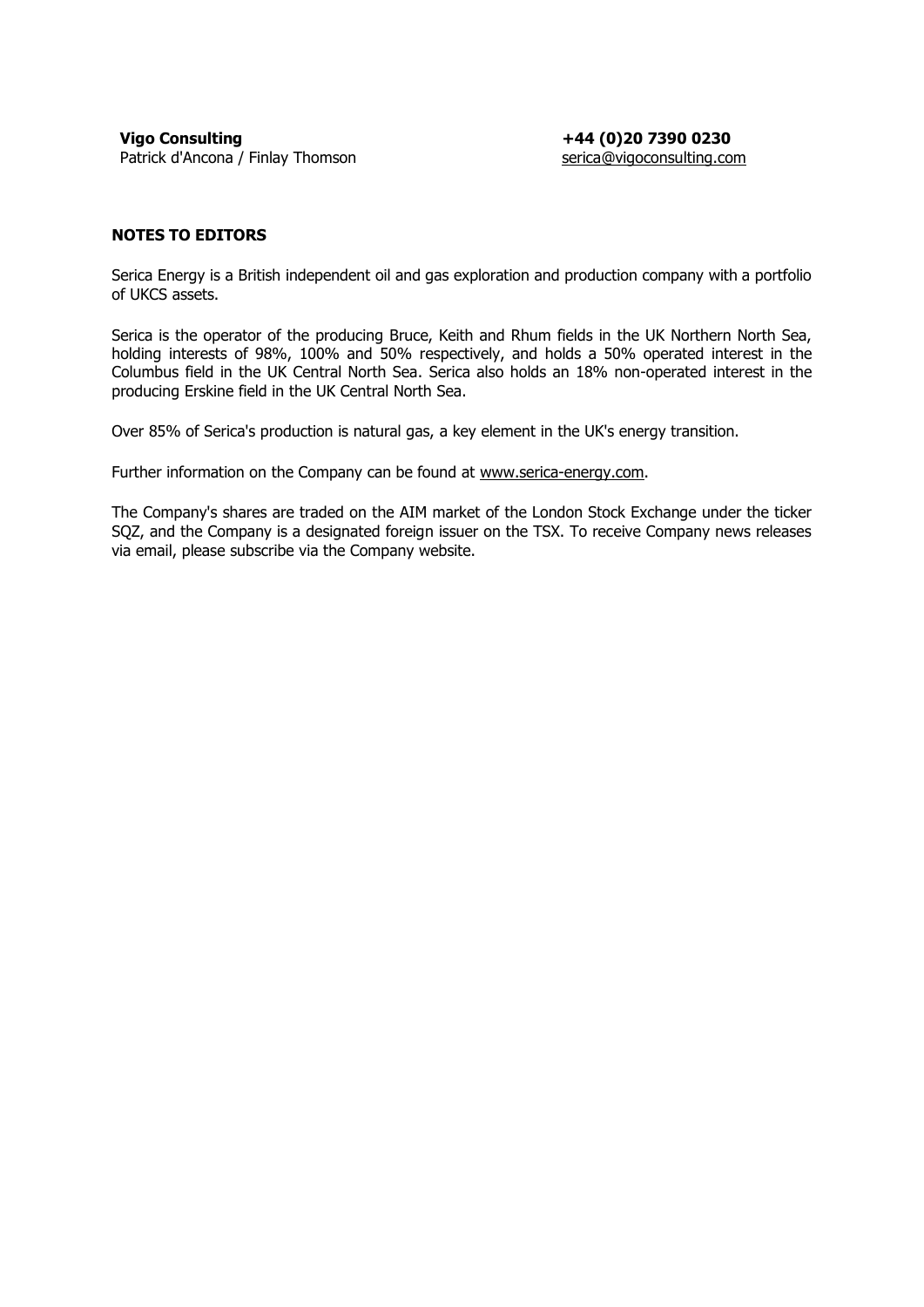| | |
|---|---|
| **Vigo Consulting** | **+44 (0)20 7390 0230** |
| Patrick d'Ancona / Finlay Thomson | serica@vigoconsulting.com |

**NOTES TO EDITORS**

Serica Energy is a British independent oil and gas exploration and production company with a portfolio of UKCS assets.

Serica is the operator of the producing Bruce, Keith and Rhum fields in the UK Northern North Sea, holding interests of 98%, 100% and 50% respectively, and holds a 50% operated interest in the Columbus field in the UK Central North Sea. Serica also holds an 18% non-operated interest in the producing Erskine field in the UK Central North Sea.

Over 85% of Serica's production is natural gas, a key element in the UK's energy transition.

Further information on the Company can be found at www.serica-energy.com.

The Company's shares are traded on the AIM market of the London Stock Exchange under the ticker SQZ, and the Company is a designated foreign issuer on the TSX. To receive Company news releases via email, please subscribe via the Company website.